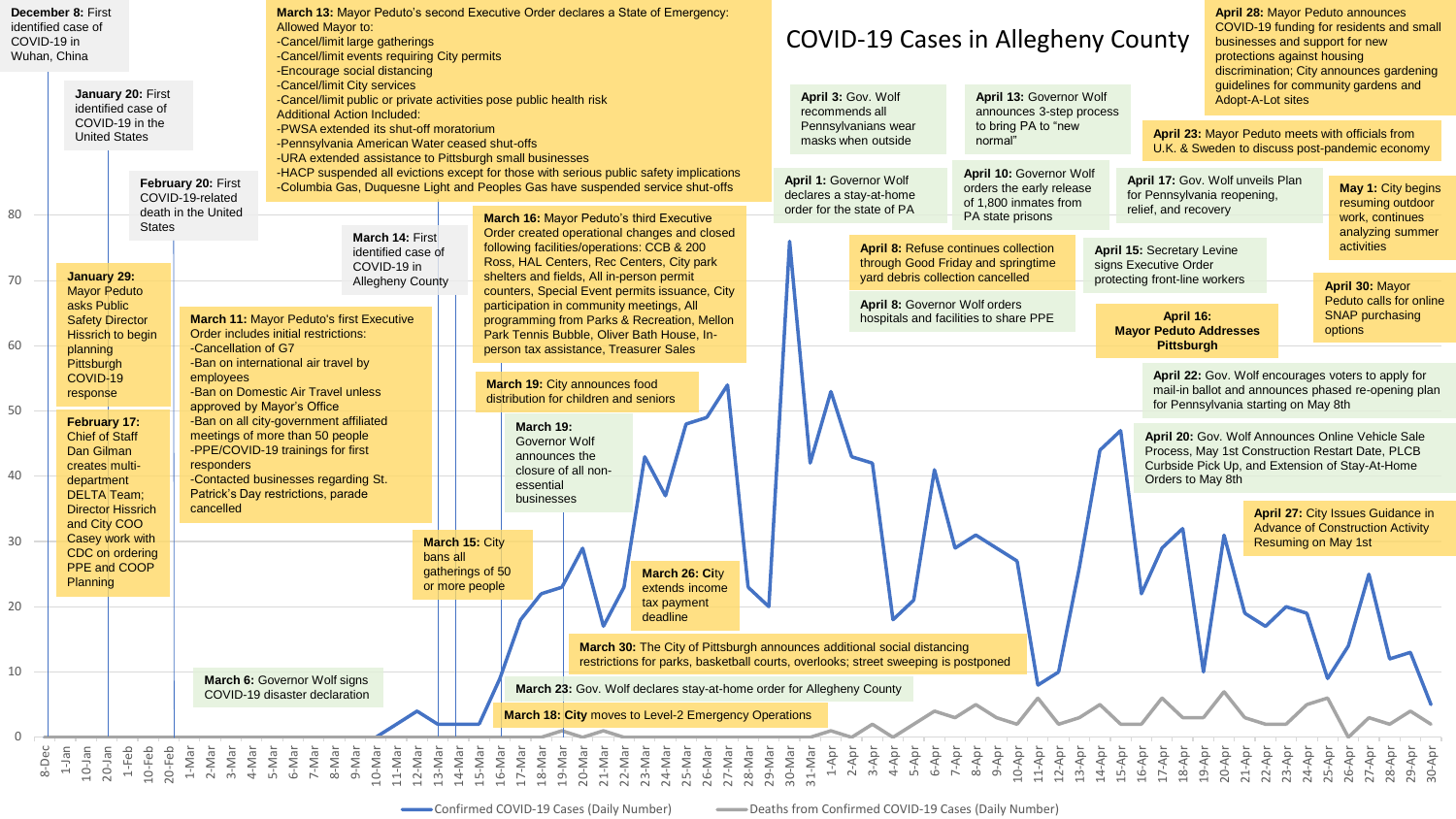# COVID-19 Cases in Allegheny County

**December 8:** First identified case of COVID-19 in Wuhan, China

**January 20:** First identified case of COVID-19 in the United States

**January 29:** Mayor Peduto asks Public Safety Director Hissrich to begin planning Pittsburgh COVID-19 response

**February 17:** Chief of Staff Dan Gilman creates multi-department DELTA Team; Director Hissrich and City COO Casey work with CDC on ordering PPE and COOP Planning

**February 20:** First COVID-19-related death in the United States

**March 6:** Governor Wolf signs COVID-19 disaster declaration

**March 11:** Mayor Peduto's first Executive Order includes initial restrictions:
- Cancellation of G7
- Ban on international air travel by employees
- Ban on Domestic Air Travel unless approved by Mayor's Office
- Ban on all city-government affiliated meetings of more than 50 people
- PPE/COVID-19 trainings for first responders
- Contacted businesses regarding St. Patrick's Day restrictions, parade cancelled

**March 13:** Mayor Peduto's second Executive Order declares a State of Emergency:
Allowed Mayor to:
- Cancel/limit large gatherings
- Cancel/limit events requiring City permits
- Encourage social distancing
- Cancel/limit City services
- Cancel/limit public or private activities pose public health risk

Additional Action Included:
- PWSA extended its shut-off moratorium
- Pennsylvania American Water ceased shut-offs
- URA extended assistance to Pittsburgh small businesses
- HACP suspended all evictions except for those with serious public safety implications
- Columbia Gas, Duquesne Light and Peoples Gas have suspended service shut-offs

**March 14:** First identified case of COVID-19 in Allegheny County

**March 15:** City bans all gatherings of 50 or more people

**March 16:** Mayor Peduto's third Executive Order created operational changes and closed following facilities/operations: CCB & 200 Ross, HAL Centers, Rec Centers, City park shelters and fields, All in-person permit counters, Special Event permits issuance, City participation in community meetings, All programming from Parks & Recreation, Mellon Park Tennis Bubble, Oliver Bath House, In-person tax assistance, Treasurer Sales

**March 18:** City moves to Level-2 Emergency Operations

**March 19:** City announces food distribution for children and seniors

**March 19:** Governor Wolf announces the closure of all non-essential businesses

**March 23:** Gov. Wolf declares stay-at-home order for Allegheny County

**March 26:** City extends income tax payment deadline

**March 30:** The City of Pittsburgh announces additional social distancing restrictions for parks, basketball courts, overlooks; street sweeping is postponed

**April 1:** Governor Wolf declares a stay-at-home order for the state of PA

**April 3:** Gov. Wolf recommends all Pennsylvanians wear masks when outside

**April 8:** Refuse continues collection through Good Friday and springtime yard debris collection cancelled

**April 8:** Governor Wolf orders hospitals and facilities to share PPE

**April 10:** Governor Wolf orders the early release of 1,800 inmates from PA state prisons

**April 13:** Governor Wolf announces 3-step process to bring PA to "new normal"

**April 15:** Secretary Levine signs Executive Order protecting front-line workers

**April 16:** Mayor Peduto Addresses Pittsburgh

**April 17:** Gov. Wolf unveils Plan for Pennsylvania reopening, relief, and recovery

**April 20:** Gov. Wolf Announces Online Vehicle Sale Process, May 1st Construction Restart Date, PLCB Curbside Pick Up, and Extension of Stay-At-Home Orders to May 8th

**April 22:** Gov. Wolf encourages voters to apply for mail-in ballot and announces phased re-opening plan for Pennsylvania starting on May 8th

**April 23:** Mayor Peduto meets with officials from U.K. & Sweden to discuss post-pandemic economy

**April 27:** City Issues Guidance in Advance of Construction Activity Resuming on May 1st

**April 28:** Mayor Peduto announces COVID-19 funding for residents and small businesses and support for new protections against housing discrimination; City announces gardening guidelines for community gardens and Adopt-A-Lot sites

**April 30:** Mayor Peduto calls for online SNAP purchasing options

**May 1:** City begins resuming outdoor work, continues analyzing summer activities

Legend: Confirmed COVID-19 Cases (Daily Number); Deaths from Confirmed COVID-19 Cases (Daily Number)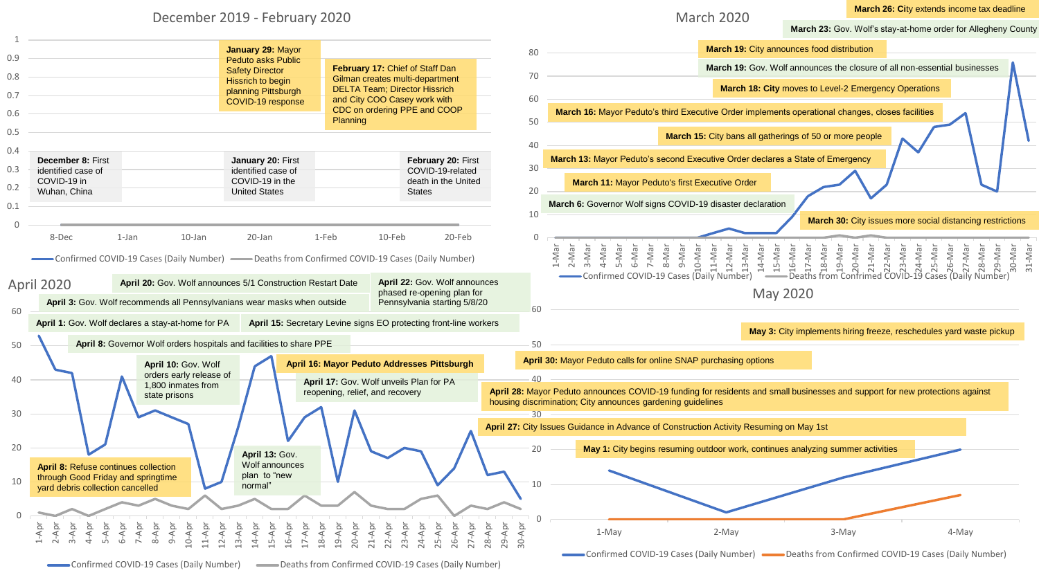## December 2019 - February 2020

1
0.9
0.8
0.7
0.6
0.5
0.4
0.3
0.2
0.1
0

8-Dec
1-Jan
10-Jan
20-Jan
1-Feb
10-Feb
20-Feb

Confirmed COVID-19 Cases (Daily Number)
Deaths from Confirmed COVID-19 Cases (Daily Number)

**December 8:** First identified case of COVID-19 in Wuhan, China

**January 20:** First identified case of COVID-19 in the United States

**January 29:** Mayor Peduto asks Public Safety Director Hissrich to begin planning Pittsburgh COVID-19 response

**February 17:** Chief of Staff Dan Gilman creates multi-department DELTA Team; Director Hissrich and City COO Casey work with CDC on ordering PPE and COOP Planning

**February 20:** First COVID-19-related death in the United States

## March 2020

80
70
60
50
40
30
20
10
0

1-Mar
2-Mar
3-Mar
4-Mar
5-Mar
6-Mar
7-Mar
8-Mar
9-Mar
10-Mar
11-Mar
12-Mar
13-Mar
14-Mar
15-Mar
16-Mar
17-Mar
18-Mar
19-Mar
20-Mar
21-Mar
22-Mar
23-Mar
24-Mar
25-Mar
26-Mar
27-Mar
28-Mar
29-Mar
30-Mar
31-Mar

Confirmed COVID-19 Cases (Daily Number)
Deaths from Confrimed COVID-19 Cases (Daily Number)

**March 6:** Governor Wolf signs COVID-19 disaster declaration

**March 11:** Mayor Peduto's first Executive Order

**March 13:** Mayor Peduto's second Executive Order declares a State of Emergency

**March 15:** City bans all gatherings of 50 or more people

**March 16:** Mayor Peduto's third Executive Order implements operational changes, closes facilities

**March 18: City** moves to Level-2 Emergency Operations

**March 19:** Gov. Wolf announces the closure of all non-essential businesses

**March 19:** City announces food distribution

**March 23:** Gov. Wolf's stay-at-home order for Allegheny County

**March 26: Ci**ty extends income tax deadline

**March 30:** City issues more social distancing restrictions

## April 2020

60
50
40
30
20
10
0

1-Apr
2-Apr
3-Apr
4-Apr
5-Apr
6-Apr
7-Apr
8-Apr
9-Apr
10-Apr
11-Apr
12-Apr
13-Apr
14-Apr
15-Apr
16-Apr
17-Apr
18-Apr
19-Apr
20-Apr
21-Apr
22-Apr
23-Apr
24-Apr
25-Apr
26-Apr
27-Apr
28-Apr
29-Apr
30-Apr

Confirmed COVID-19 Cases (Daily Number)
Deaths from Confirmed COVID-19 Cases (Daily Number)

**April 1:** Gov. Wolf declares a stay-at-home for PA

**April 3:** Gov. Wolf recommends all Pennsylvanians wear masks when outside

**April 8:** Governor Wolf orders hospitals and facilities to share PPE

**April 8:** Refuse continues collection through Good Friday and springtime yard debris collection cancelled

**April 10:** Gov. Wolf orders early release of 1,800 inmates from state prisons

**April 13:** Gov. Wolf announces plan to "new normal"

**April 15:** Secretary Levine signs EO protecting front-line workers

**April 16: Mayor Peduto Addresses Pittsburgh**

**April 17:** Gov. Wolf unveils Plan for PA reopening, relief, and recovery

**April 20:** Gov. Wolf announces 5/1 Construction Restart Date

**April 22:** Gov. Wolf announces phased re-opening plan for Pennsylvania starting 5/8/20

## May 2020

60
50
40
30
20
10
0

1-May
2-May
3-May
4-May

Confirmed COVID-19 Cases (Daily Number)
Deaths from Confirmed COVID-19 Cases (Daily Number)

**April 27:** City Issues Guidance in Advance of Construction Activity Resuming on May 1st

**April 28:** Mayor Peduto announces COVID-19 funding for residents and small businesses and support for new protections against housing discrimination; City announces gardening guidelines

**April 30:** Mayor Peduto calls for online SNAP purchasing options

**May 1:** City begins resuming outdoor work, continues analyzing summer activities

**May 3:** City implements hiring freeze, reschedules yard waste pickup